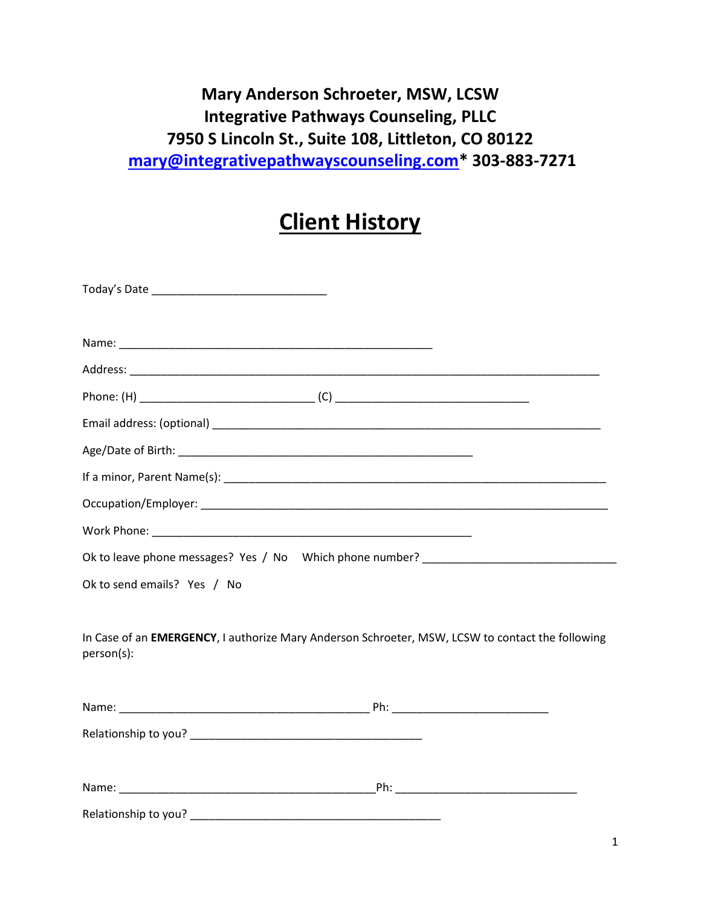**Mary Anderson Schroeter, MSW, LCSW**
**Integrative Pathways Counseling, PLLC**
**7950 S Lincoln St., Suite 108, Littleton, CO 80122**
**mary@integrativepathwayscounseling.com* 303-883-7271**

# Client History

Today's Date ___________________________

Name: ________________________________________________

Address: ________________________________________________________________________

Phone: (H) ___________________________ (C) ______________________________

Email address: (optional) ____________________________________________________________

Age/Date of Birth: ______________________________________________

If a minor, Parent Name(s): ___________________________________________________________

Occupation/Employer: _______________________________________________________________

Work Phone: __________________________________________________

Ok to leave phone messages? Yes / No Which phone number? ______________________________

Ok to send emails? Yes / No

In Case of an **EMERGENCY**, I authorize Mary Anderson Schroeter, MSW, LCSW to contact the following person(s):

Name: ________________________________________ Ph: ________________________

Relationship to you? ____________________________________

Name: ________________________________________Ph: ____________________________

Relationship to you? _______________________________________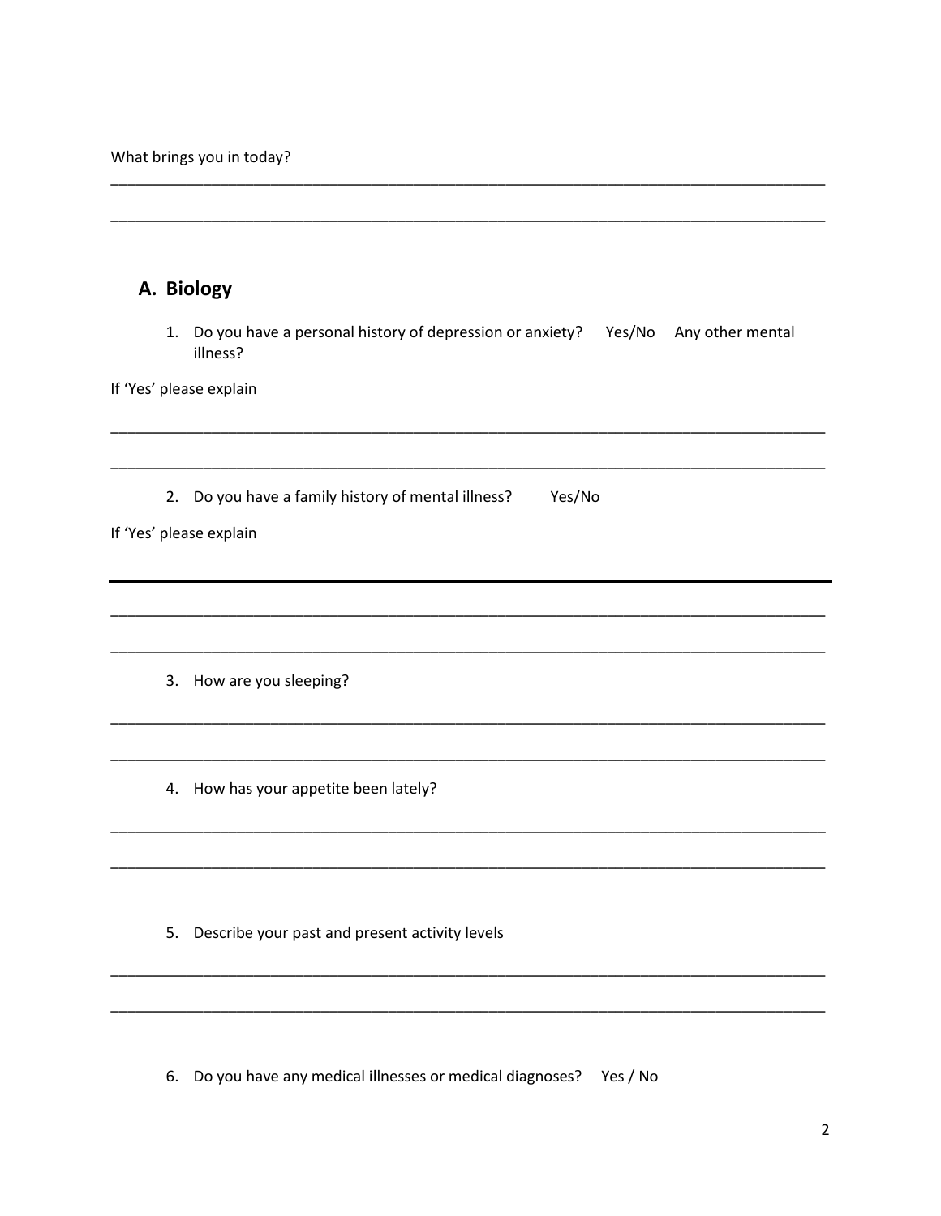What brings you in today?

______________________________________________________________________________

______________________________________________________________________________

## A. Biology

1. Do you have a personal history of depression or anxiety? Yes/No Any other mental illness?

If 'Yes' please explain

______________________________________________________________________________

______________________________________________________________________________

2. Do you have a family history of mental illness? Yes/No

If 'Yes' please explain

______________________________________________________________________________

______________________________________________________________________________

______________________________________________________________________________

3. How are you sleeping?

______________________________________________________________________________

______________________________________________________________________________

4. How has your appetite been lately?

______________________________________________________________________________

______________________________________________________________________________

5. Describe your past and present activity levels

______________________________________________________________________________

______________________________________________________________________________

6. Do you have any medical illnesses or medical diagnoses? Yes / No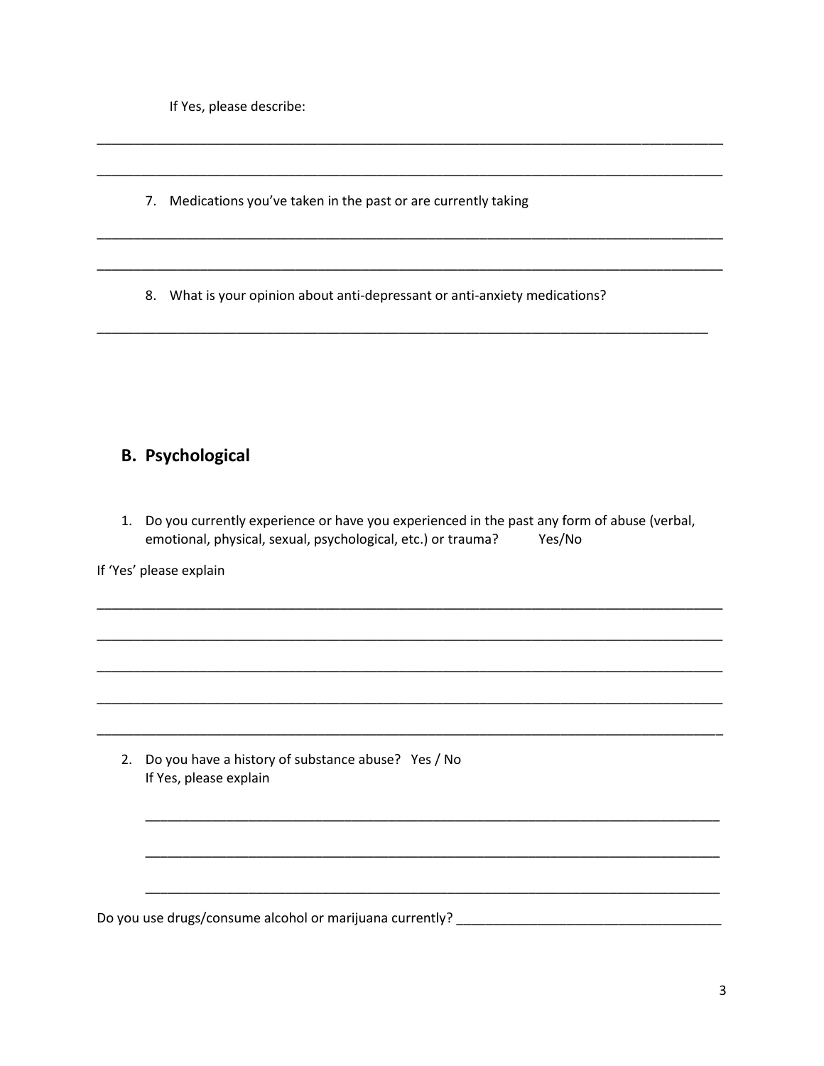If Yes, please describe:

_______________________________________________________________________________________

_______________________________________________________________________________________

7. Medications you've taken in the past or are currently taking

_______________________________________________________________________________________

_______________________________________________________________________________________

8. What is your opinion about anti-depressant or anti-anxiety medications?

_______________________________________________________________________________________

## B. Psychological

1. Do you currently experience or have you experienced in the past any form of abuse (verbal, emotional, physical, sexual, psychological, etc.) or trauma? Yes/No

If 'Yes' please explain

_______________________________________________________________________________________

_______________________________________________________________________________________

_______________________________________________________________________________________

_______________________________________________________________________________________

_______________________________________________________________________________________

2. Do you have a history of substance abuse? Yes / No
   If Yes, please explain

   ________________________________________________________________________________

   ________________________________________________________________________________

   ________________________________________________________________________________

Do you use drugs/consume alcohol or marijuana currently? ___________________________________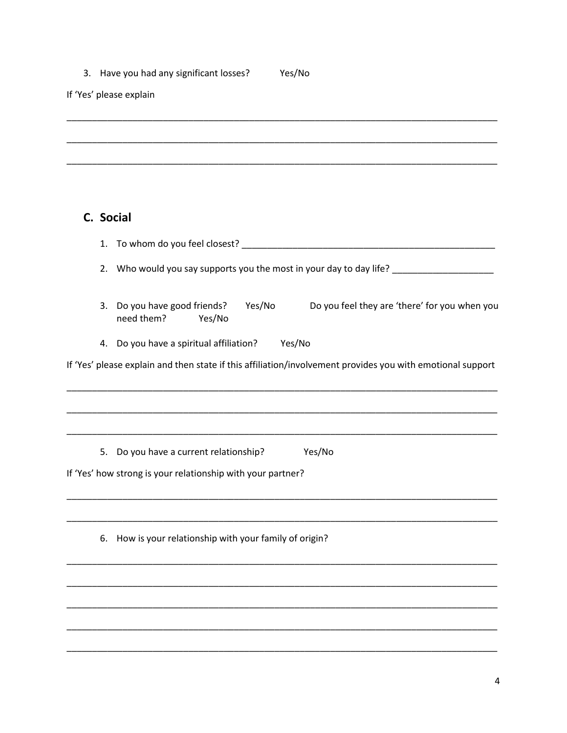3. Have you had any significant losses? Yes/No

If 'Yes' please explain

________________________________________________________________________________

________________________________________________________________________________

________________________________________________________________________________

## C. Social

1. To whom do you feel closest? ________________________________________________

2. Who would you say supports you the most in your day to day life? ___________________

3. Do you have good friends? Yes/No Do you feel they are 'there' for you when you need them? Yes/No

4. Do you have a spiritual affiliation? Yes/No

If 'Yes' please explain and then state if this affiliation/involvement provides you with emotional support

________________________________________________________________________________

________________________________________________________________________________

________________________________________________________________________________

5. Do you have a current relationship? Yes/No

If 'Yes' how strong is your relationship with your partner?

________________________________________________________________________________

________________________________________________________________________________

6. How is your relationship with your family of origin?

________________________________________________________________________________

________________________________________________________________________________

________________________________________________________________________________

________________________________________________________________________________

________________________________________________________________________________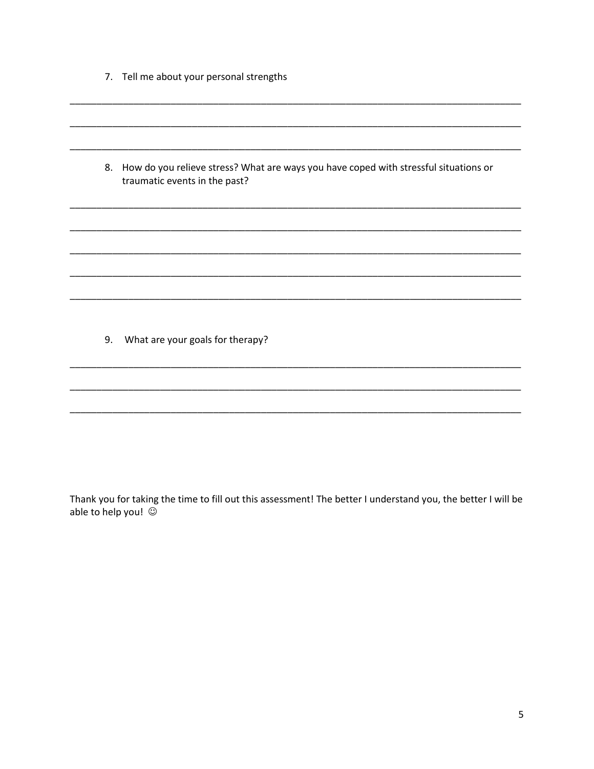7. Tell me about your personal strengths

_______________________________________________________________________________________

_______________________________________________________________________________________

_______________________________________________________________________________________

8. How do you relieve stress? What are ways you have coped with stressful situations or traumatic events in the past?

_______________________________________________________________________________________

_______________________________________________________________________________________

_______________________________________________________________________________________

_______________________________________________________________________________________

_______________________________________________________________________________________

9. What are your goals for therapy?

_______________________________________________________________________________________

_______________________________________________________________________________________

_______________________________________________________________________________________

Thank you for taking the time to fill out this assessment! The better I understand you, the better I will be able to help you! ☺